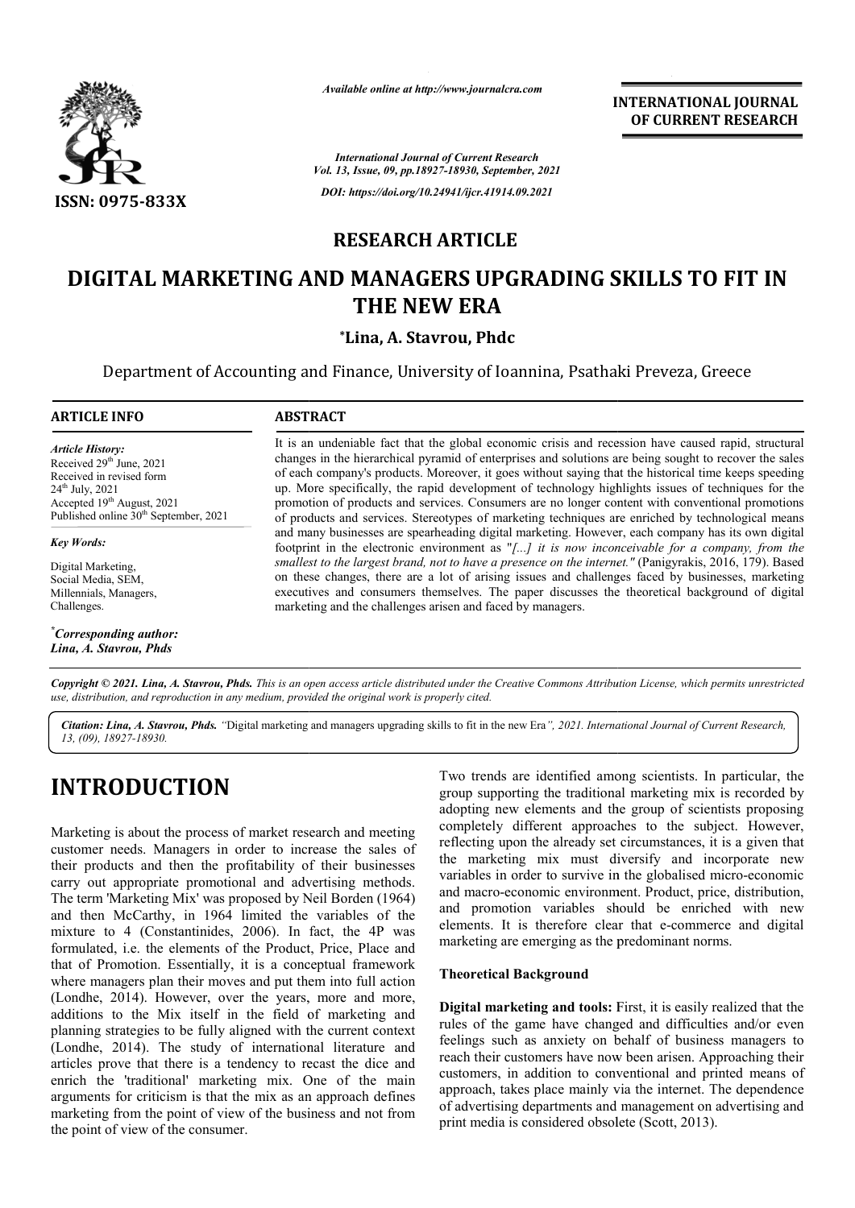*Available online at http://www.journalcra.com*

*International Journal of Current Research*
*Vol. 13, Issue, 09, pp.18927-18930, September, 2021*

*DOI: https://doi.org/10.24941/ijcr.41914.09.2021*

**INTERNATIONAL JOURNAL OF CURRENT RESEARCH**

ISSN: 0975-833X

## RESEARCH ARTICLE

# DIGITAL MARKETING AND MANAGERS UPGRADING SKILLS TO FIT IN THE NEW ERA

**\*Lina, A. Stavrou, Phdc**

Department of Accounting and Finance, University of Ioannina, Psathaki Preveza, Greece

**ARTICLE INFO**

*Article History:*
Received 29th June, 2021
Received in revised form
24th July, 2021
Accepted 19th August, 2021
Published online 30th September, 2021

*Key Words:*
Digital Marketing,
Social Media, SEM,
Millennials, Managers,
Challenges.

*\*Corresponding author:*
*Lina, A. Stavrou, Phds*

**ABSTRACT**

It is an undeniable fact that the global economic crisis and recession have caused rapid, structural changes in the hierarchical pyramid of enterprises and solutions are being sought to recover the sales of each company's products. Moreover, it goes without saying that the historical time keeps speeding up. More specifically, the rapid development of technology highlights issues of techniques for the promotion of products and services. Consumers are no longer content with conventional promotions of products and services. Stereotypes of marketing techniques are enriched by technological means and many businesses are spearheading digital marketing. However, each company has its own digital footprint in the electronic environment as "*[...] it is now inconceivable for a company, from the smallest to the largest brand, not to have a presence on the internet.*" (Panigyrakis, 2016, 179). Based on these changes, there are a lot of arising issues and challenges faced by businesses, marketing executives and consumers themselves. The paper discusses the theoretical background of digital marketing and the challenges arisen and faced by managers.

*Copyright © 2021. Lina, A. Stavrou, Phds. This is an open access article distributed under the Creative Commons Attribution License, which permits unrestricted use, distribution, and reproduction in any medium, provided the original work is properly cited.*

*Citation: Lina, A. Stavrou, Phds.* "Digital marketing and managers upgrading skills to fit in the new Era*", 2021. International Journal of Current Research, 13, (09), 18927-18930.*

## INTRODUCTION

Marketing is about the process of market research and meeting customer needs. Managers in order to increase the sales of their products and then the profitability of their businesses carry out appropriate promotional and advertising methods. The term 'Marketing Mix' was proposed by Neil Borden (1964) and then McCarthy, in 1964 limited the variables of the mixture to 4 (Constantinides, 2006). In fact, the 4P was formulated, i.e. the elements of the Product, Price, Place and that of Promotion. Essentially, it is a conceptual framework where managers plan their moves and put them into full action (Londhe, 2014). However, over the years, more and more, additions to the Mix itself in the field of marketing and planning strategies to be fully aligned with the current context (Londhe, 2014). The study of international literature and articles prove that there is a tendency to recast the dice and enrich the 'traditional' marketing mix. One of the main arguments for criticism is that the mix as an approach defines marketing from the point of view of the business and not from the point of view of the consumer.

Two trends are identified among scientists. In particular, the group supporting the traditional marketing mix is recorded by adopting new elements and the group of scientists proposing completely different approaches to the subject. However, reflecting upon the already set circumstances, it is a given that the marketing mix must diversify and incorporate new variables in order to survive in the globalised micro-economic and macro-economic environment. Product, price, distribution, and promotion variables should be enriched with new elements. It is therefore clear that e-commerce and digital marketing are emerging as the predominant norms.

### Theoretical Background

**Digital marketing and tools:** First, it is easily realized that the rules of the game have changed and difficulties and/or even feelings such as anxiety on behalf of business managers to reach their customers have now been arisen. Approaching their customers, in addition to conventional and printed means of approach, takes place mainly via the internet. The dependence of advertising departments and management on advertising and print media is considered obsolete (Scott, 2013).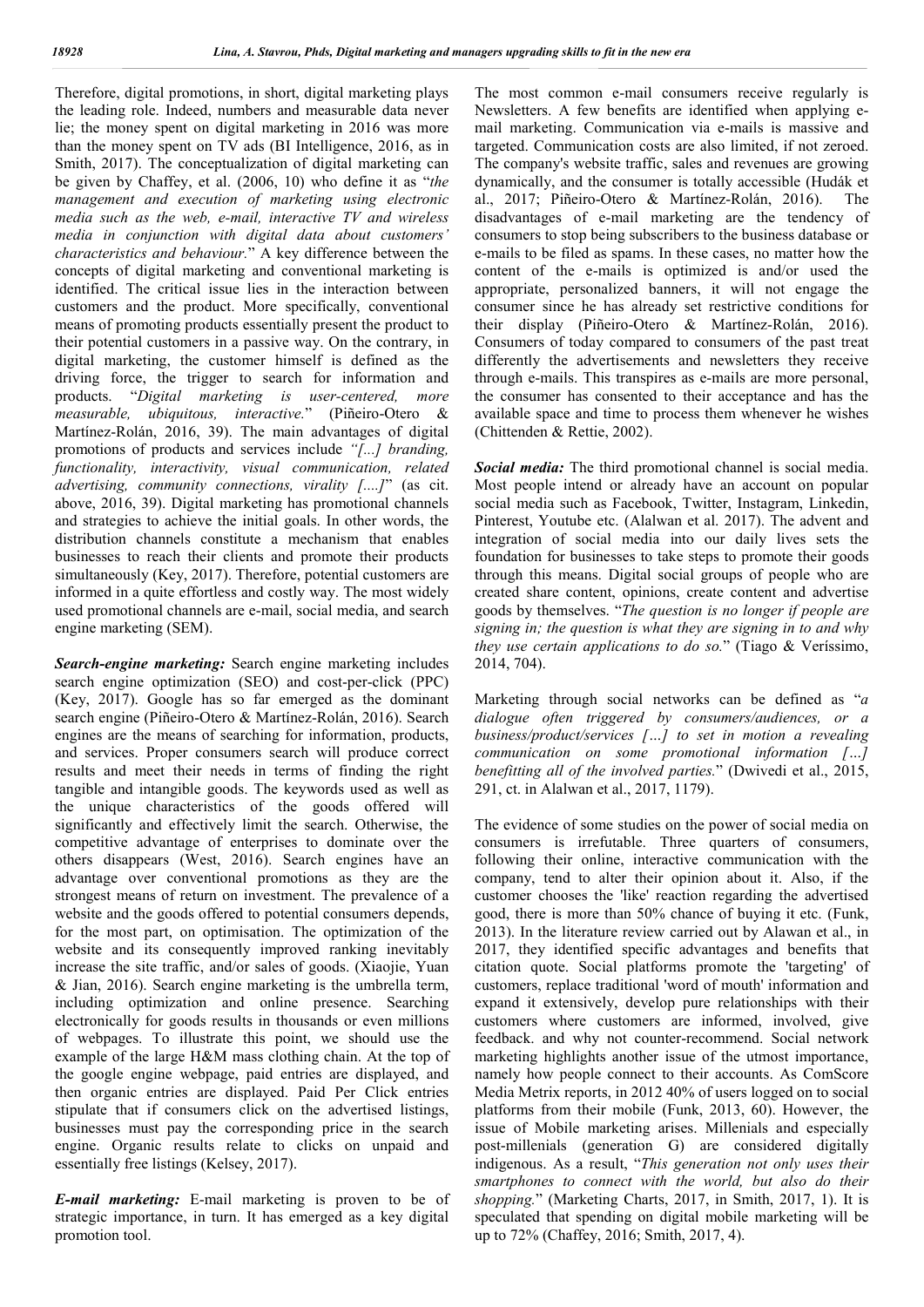Therefore, digital promotions, in short, digital marketing plays the leading role. Indeed, numbers and measurable data never lie; the money spent on digital marketing in 2016 was more than the money spent on TV ads (BI Intelligence, 2016, as in Smith, 2017). The conceptualization of digital marketing can be given by Chaffey, et al. (2006, 10) who define it as "*the management and execution of marketing using electronic media such as the web, e-mail, interactive TV and wireless media in conjunction with digital data about customers' characteristics and behaviour.*" A key difference between the concepts of digital marketing and conventional marketing is identified. The critical issue lies in the interaction between customers and the product. More specifically, conventional means of promoting products essentially present the product to their potential customers in a passive way. On the contrary, in digital marketing, the customer himself is defined as the driving force, the trigger to search for information and products. "*Digital marketing is user-centered, more measurable, ubiquitous, interactive.*" (Piñeiro-Otero & Martínez-Rolán, 2016, 39). The main advantages of digital promotions of products and services include *"[...] branding, functionality, interactivity, visual communication, related advertising, community connections, virality [....]"* (as cit. above, 2016, 39). Digital marketing has promotional channels and strategies to achieve the initial goals. In other words, the distribution channels constitute a mechanism that enables businesses to reach their clients and promote their products simultaneously (Key, 2017). Therefore, potential customers are informed in a quite effortless and costly way. The most widely used promotional channels are e-mail, social media, and search engine marketing (SEM).

***Search-engine marketing:*** Search engine marketing includes search engine optimization (SEO) and cost-per-click (PPC) (Key, 2017). Google has so far emerged as the dominant search engine (Piñeiro-Otero & Martínez-Rolán, 2016). Search engines are the means of searching for information, products, and services. Proper consumers search will produce correct results and meet their needs in terms of finding the right tangible and intangible goods. The keywords used as well as the unique characteristics of the goods offered will significantly and effectively limit the search. Otherwise, the competitive advantage of enterprises to dominate over the others disappears (West, 2016). Search engines have an advantage over conventional promotions as they are the strongest means of return on investment. The prevalence of a website and the goods offered to potential consumers depends, for the most part, on optimisation. The optimization of the website and its consequently improved ranking inevitably increase the site traffic, and/or sales of goods. (Xiaojie, Yuan & Jian, 2016). Search engine marketing is the umbrella term, including optimization and online presence. Searching electronically for goods results in thousands or even millions of webpages. To illustrate this point, we should use the example of the large H&M mass clothing chain. At the top of the google engine webpage, paid entries are displayed, and then organic entries are displayed. Paid Per Click entries stipulate that if consumers click on the advertised listings, businesses must pay the corresponding price in the search engine. Organic results relate to clicks on unpaid and essentially free listings (Kelsey, 2017).

***E-mail marketing:*** E-mail marketing is proven to be of strategic importance, in turn. It has emerged as a key digital promotion tool.

The most common e-mail consumers receive regularly is Newsletters. A few benefits are identified when applying e-mail marketing. Communication via e-mails is massive and targeted. Communication costs are also limited, if not zeroed. The company's website traffic, sales and revenues are growing dynamically, and the consumer is totally accessible (Hudák et al., 2017; Piñeiro-Otero & Martínez-Rolán, 2016). The disadvantages of e-mail marketing are the tendency of consumers to stop being subscribers to the business database or e-mails to be filed as spams. In these cases, no matter how the content of the e-mails is optimized is and/or used the appropriate, personalized banners, it will not engage the consumer since he has already set restrictive conditions for their display (Piñeiro-Otero & Martínez-Rolán, 2016). Consumers of today compared to consumers of the past treat differently the advertisements and newsletters they receive through e-mails. This transpires as e-mails are more personal, the consumer has consented to their acceptance and has the available space and time to process them whenever he wishes (Chittenden & Rettie, 2002).

***Social media:*** The third promotional channel is social media. Most people intend or already have an account on popular social media such as Facebook, Twitter, Instagram, Linkedin, Pinterest, Youtube etc. (Alalwan et al. 2017). The advent and integration of social media into our daily lives sets the foundation for businesses to take steps to promote their goods through this means. Digital social groups of people who are created share content, opinions, create content and advertise goods by themselves. "*The question is no longer if people are signing in; the question is what they are signing in to and why they use certain applications to do so.*" (Tiago & Veríssimo, 2014, 704).

Marketing through social networks can be defined as "*a dialogue often triggered by consumers/audiences, or a business/product/services […] to set in motion a revealing communication on some promotional information […] benefitting all of the involved parties.*" (Dwivedi et al., 2015, 291, ct. in Alalwan et al., 2017, 1179).

The evidence of some studies on the power of social media on consumers is irrefutable. Three quarters of consumers, following their online, interactive communication with the company, tend to alter their opinion about it. Also, if the customer chooses the 'like' reaction regarding the advertised good, there is more than 50% chance of buying it etc. (Funk, 2013). In the literature review carried out by Alawan et al., in 2017, they identified specific advantages and benefits that citation quote. Social platforms promote the 'targeting' of customers, replace traditional 'word of mouth' information and expand it extensively, develop pure relationships with their customers where customers are informed, involved, give feedback. and why not counter-recommend. Social network marketing highlights another issue of the utmost importance, namely how people connect to their accounts. As ComScore Media Metrix reports, in 2012 40% of users logged on to social platforms from their mobile (Funk, 2013, 60). However, the issue of Mobile marketing arises. Millenials and especially post-millenials (generation G) are considered digitally indigenous. As a result, "*This generation not only uses their smartphones to connect with the world, but also do their shopping.*" (Marketing Charts, 2017, in Smith, 2017, 1). It is speculated that spending on digital mobile marketing will be up to 72% (Chaffey, 2016; Smith, 2017, 4).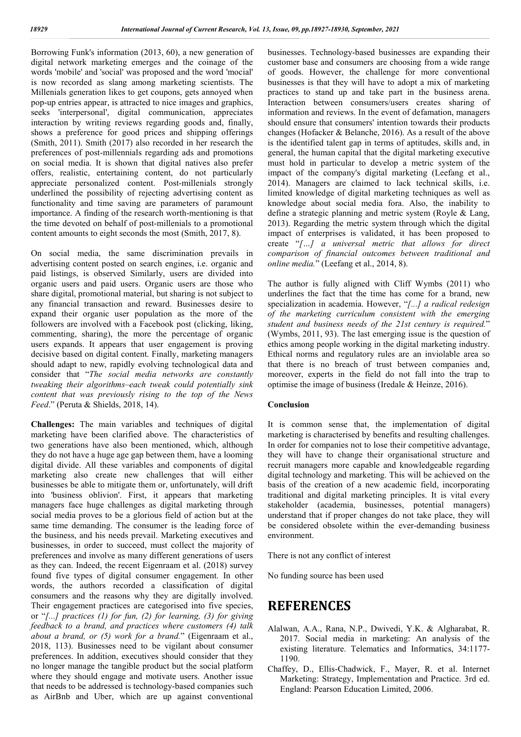Borrowing Funk's information (2013, 60), a new generation of digital network marketing emerges and the coinage of the words 'mobile' and 'social' was proposed and the word 'mocial' is now recorded as slang among marketing scientists. The Millenials generation likes to get coupons, gets annoyed when pop-up entries appear, is attracted to nice images and graphics, seeks 'interpersonal', digital communication, appreciates interaction by writing reviews regarding goods and, finally, shows a preference for good prices and shipping offerings (Smith, 2011). Smith (2017) also recorded in her research the preferences of post-millennials regarding ads and promotions on social media. It is shown that digital natives also prefer offers, realistic, entertaining content, do not particularly appreciate personalized content. Post-millenials strongly underlined the possibility of rejecting advertising content as functionality and time saving are parameters of paramount importance. A finding of the research worth-mentioning is that the time devoted on behalf of post-millenials to a promotional content amounts to eight seconds the most (Smith, 2017, 8).

On social media, the same discrimination prevails in advertising content posted on search engines, i.e. organic and paid listings, is observed Similarly, users are divided into organic users and paid users. Organic users are those who share digital, promotional material, but sharing is not subject to any financial transaction and reward. Businesses desire to expand their organic user population as the more of the followers are involved with a Facebook post (clicking, liking, commenting, sharing), the more the percentage of organic users expands. It appears that user engagement is proving decisive based on digital content. Finally, marketing managers should adapt to new, rapidly evolving technological data and consider that "*The social media networks are constantly tweaking their algorithms–each tweak could potentially sink content that was previously rising to the top of the News Feed*." (Peruta & Shields, 2018, 14).

**Challenges:** The main variables and techniques of digital marketing have been clarified above. The characteristics of two generations have also been mentioned, which, although they do not have a huge age gap between them, have a looming digital divide. All these variables and components of digital marketing also create new challenges that will either businesses be able to mitigate them or, unfortunately, will drift into 'business oblivion'. First, it appears that marketing managers face huge challenges as digital marketing through social media proves to be a glorious field of action but at the same time demanding. The consumer is the leading force of the business, and his needs prevail. Marketing executives and businesses, in order to succeed, must collect the majority of preferences and involve as many different generations of users as they can. Indeed, the recent Eigenraam et al. (2018) survey found five types of digital consumer engagement. In other words, the authors recorded a classification of digital consumers and the reasons why they are digitally involved. Their engagement practices are categorised into five species, or "*[...] practices (1) for fun, (2) for learning, (3) for giving feedback to a brand, and practices where customers (4) talk about a brand, or (5) work for a brand.*" (Eigenraam et al., 2018, 113). Businesses need to be vigilant about consumer preferences. In addition, executives should consider that they no longer manage the tangible product but the social platform where they should engage and motivate users. Another issue that needs to be addressed is technology-based companies such as AirBnb and Uber, which are up against conventional businesses. Technology-based businesses are expanding their customer base and consumers are choosing from a wide range of goods. However, the challenge for more conventional businesses is that they will have to adopt a mix of marketing practices to stand up and take part in the business arena. Interaction between consumers/users creates sharing of information and reviews. In the event of defamation, managers should ensure that consumers' intention towards their products changes (Hofacker & Belanche, 2016). As a result of the above is the identified talent gap in terms of aptitudes, skills and, in general, the human capital that the digital marketing executive must hold in particular to develop a metric system of the impact of the company's digital marketing (Leefang et al., 2014). Managers are claimed to lack technical skills, i.e. limited knowledge of digital marketing techniques as well as knowledge about social media fora. Also, the inability to define a strategic planning and metric system (Royle & Lang, 2013). Regarding the metric system through which the digital impact of enterprises is validated, it has been proposed to create "*[…] a universal metric that allows for direct comparison of financial outcomes between traditional and online media.*" (Leefang et al., 2014, 8).

The author is fully aligned with Cliff Wymbs (2011) who underlines the fact that the time has come for a brand, new specialization in academia. However, "*[...] a radical redesign of the marketing curriculum consistent with the emerging student and business needs of the 21st century is required.*" (Wymbs, 2011, 93). The last emerging issue is the question of ethics among people working in the digital marketing industry. Ethical norms and regulatory rules are an inviolable area so that there is no breach of trust between companies and, moreover, experts in the field do not fall into the trap to optimise the image of business (Iredale & Heinze, 2016).

**Conclusion**

It is common sense that, the implementation of digital marketing is characterised by benefits and resulting challenges. In order for companies not to lose their competitive advantage, they will have to change their organisational structure and recruit managers more capable and knowledgeable regarding digital technology and marketing. This will be achieved on the basis of the creation of a new academic field, incorporating traditional and digital marketing principles. It is vital every stakeholder (academia, businesses, potential managers) understand that if proper changes do not take place, they will be considered obsolete within the ever-demanding business environment.

There is not any conflict of interest

No funding source has been used

# REFERENCES

- Alalwan, A.A., Rana, N.P., Dwivedi, Y.K. & Algharabat, R. 2017. Social media in marketing: An analysis of the existing literature. Telematics and Informatics, 34:1177-1190.
- Chaffey, D., Ellis-Chadwick, F., Mayer, R. et al. Internet Marketing: Strategy, Implementation and Practice. 3rd ed. England: Pearson Education Limited, 2006.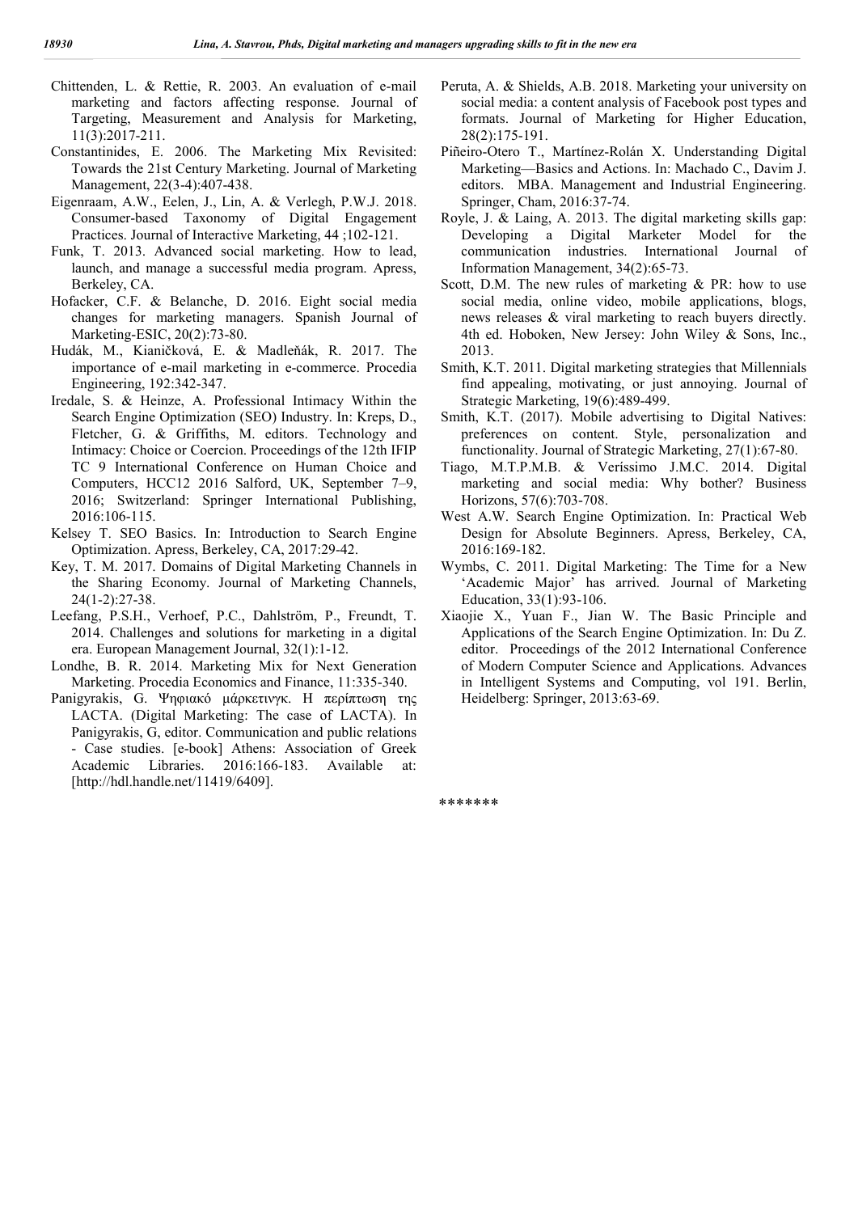Chittenden, L. & Rettie, R. 2003. An evaluation of e-mail marketing and factors affecting response. Journal of Targeting, Measurement and Analysis for Marketing, 11(3):2017-211.

Constantinides, E. 2006. The Marketing Mix Revisited: Towards the 21st Century Marketing. Journal of Marketing Management, 22(3-4):407-438.

Eigenraam, A.W., Eelen, J., Lin, A. & Verlegh, P.W.J. 2018. Consumer-based Taxonomy of Digital Engagement Practices. Journal of Interactive Marketing, 44 ;102-121.

Funk, T. 2013. Advanced social marketing. How to lead, launch, and manage a successful media program. Apress, Berkeley, CA.

Hofacker, C.F. & Belanche, D. 2016. Eight social media changes for marketing managers. Spanish Journal of Marketing-ESIC, 20(2):73-80.

Hudák, M., Kianičková, E. & Madleňák, R. 2017. The importance of e-mail marketing in e-commerce. Procedia Engineering, 192:342-347.

Iredale, S. & Heinze, A. Professional Intimacy Within the Search Engine Optimization (SEO) Industry. In: Kreps, D., Fletcher, G. & Griffiths, M. editors. Technology and Intimacy: Choice or Coercion. Proceedings of the 12th IFIP TC 9 International Conference on Human Choice and Computers, HCC12 2016 Salford, UK, September 7–9, 2016; Switzerland: Springer International Publishing, 2016:106-115.

Kelsey T. SEO Basics. In: Introduction to Search Engine Optimization. Apress, Berkeley, CA, 2017:29-42.

Key, T. M. 2017. Domains of Digital Marketing Channels in the Sharing Economy. Journal of Marketing Channels, 24(1-2):27-38.

Leefang, P.S.H., Verhoef, P.C., Dahlström, P., Freundt, T. 2014. Challenges and solutions for marketing in a digital era. European Management Journal, 32(1):1-12.

Londhe, B. R. 2014. Marketing Mix for Next Generation Marketing. Procedia Economics and Finance, 11:335-340.

Panigyrakis, G. Ψηφιακό μάρκετινγκ. Η περίπτωση της LACTA. (Digital Marketing: The case of LACTA). In Panigyrakis, G, editor. Communication and public relations - Case studies. [e-book] Athens: Association of Greek Academic Libraries. 2016:166-183. Available at: [http://hdl.handle.net/11419/6409].

Peruta, A. & Shields, A.B. 2018. Marketing your university on social media: a content analysis of Facebook post types and formats. Journal of Marketing for Higher Education, 28(2):175-191.

Piñeiro-Otero T., Martínez-Rolán X. Understanding Digital Marketing—Basics and Actions. In: Machado C., Davim J. editors. MBA. Management and Industrial Engineering. Springer, Cham, 2016:37-74.

Royle, J. & Laing, A. 2013. The digital marketing skills gap: Developing a Digital Marketer Model for the communication industries. International Journal of Information Management, 34(2):65-73.

Scott, D.M. The new rules of marketing & PR: how to use social media, online video, mobile applications, blogs, news releases & viral marketing to reach buyers directly. 4th ed. Hoboken, New Jersey: John Wiley & Sons, Inc., 2013.

Smith, K.T. 2011. Digital marketing strategies that Millennials find appealing, motivating, or just annoying. Journal of Strategic Marketing, 19(6):489-499.

Smith, K.T. (2017). Mobile advertising to Digital Natives: preferences on content. Style, personalization and functionality. Journal of Strategic Marketing, 27(1):67-80.

Tiago, M.T.P.M.B. & Veríssimo J.M.C. 2014. Digital marketing and social media: Why bother? Business Horizons, 57(6):703-708.

West A.W. Search Engine Optimization. In: Practical Web Design for Absolute Beginners. Apress, Berkeley, CA, 2016:169-182.

Wymbs, C. 2011. Digital Marketing: The Time for a New 'Academic Major' has arrived. Journal of Marketing Education, 33(1):93-106.

Xiaojie X., Yuan F., Jian W. The Basic Principle and Applications of the Search Engine Optimization. In: Du Z. editor. Proceedings of the 2012 International Conference of Modern Computer Science and Applications. Advances in Intelligent Systems and Computing, vol 191. Berlin, Heidelberg: Springer, 2013:63-69.

*******